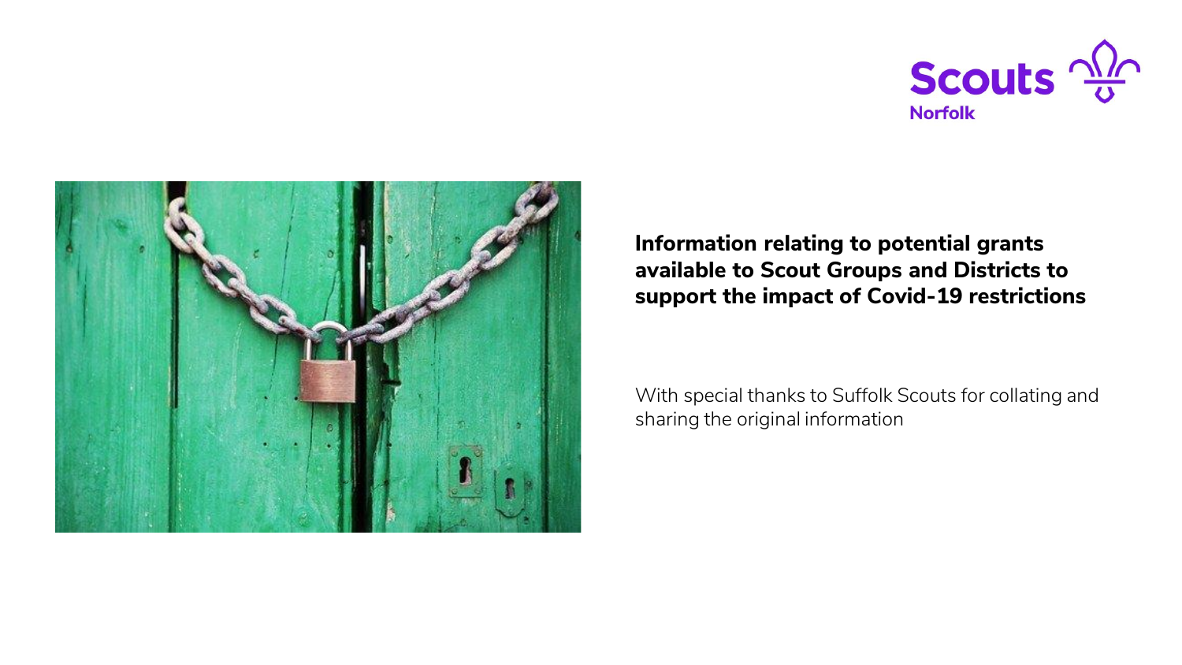Scouts Norfolk

# Information relating to potential grants available to Scout Groups and Districts to support the impact of Covid-19 restrictions

With special thanks to Suffolk Scouts for collating and sharing the original information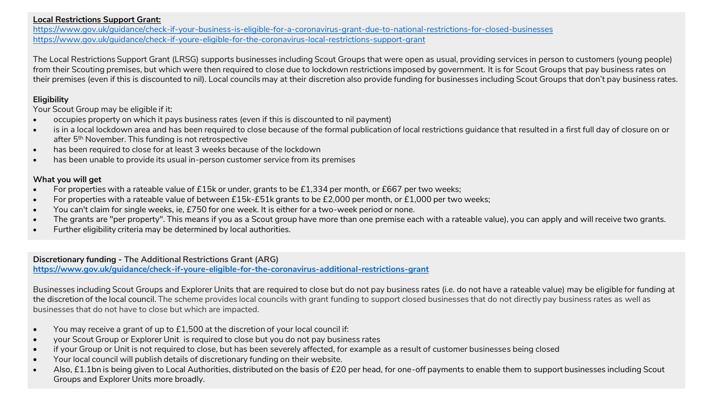**Local Restrictions Support Grant:**
https://www.gov.uk/guidance/check-if-your-business-is-eligible-for-a-coronavirus-grant-due-to-national-restrictions-for-closed-businesses
https://www.gov.uk/guidance/check-if-youre-eligible-for-the-coronavirus-local-restrictions-support-grant

The Local Restrictions Support Grant (LRSG) supports businesses including Scout Groups that were open as usual, providing services in person to customers (young people) from their Scouting premises, but which were then required to close due to lockdown restrictions imposed by government. It is for Scout Groups that pay business rates on their premises (even if this is discounted to nil). Local councils may at their discretion also provide funding for businesses including Scout Groups that don't pay business rates.

**Eligibility**

Your Scout Group may be eligible if it:

- occupies property on which it pays business rates (even if this is discounted to nil payment)
- is in a local lockdown area and has been required to close because of the formal publication of local restrictions guidance that resulted in a first full day of closure on or after 5th November. This funding is not retrospective
- has been required to close for at least 3 weeks because of the lockdown
- has been unable to provide its usual in-person customer service from its premises

**What you will get**

- For properties with a rateable value of £15k or under, grants to be £1,334 per month, or £667 per two weeks;
- For properties with a rateable value of between £15k-£51k grants to be £2,000 per month, or £1,000 per two weeks;
- You can't claim for single weeks, ie, £750 for one week. It is either for a two-week period or none.
- The grants are "per property". This means if you as a Scout group have more than one premise each with a rateable value), you can apply and will receive two grants.
- Further eligibility criteria may be determined by local authorities.

**Discretionary funding - The Additional Restrictions Grant (ARG)**
**https://www.gov.uk/guidance/check-if-youre-eligible-for-the-coronavirus-additional-restrictions-grant**

Businesses including Scout Groups and Explorer Units that are required to close but do not pay business rates (i.e. do not have a rateable value) may be eligible for funding at the discretion of the local council. The scheme provides local councils with grant funding to support closed businesses that do not directly pay business rates as well as businesses that do not have to close but which are impacted.

- You may receive a grant of up to £1,500 at the discretion of your local council if:
- your Scout Group or Explorer Unit is required to close but you do not pay business rates
- if your Group or Unit is not required to close, but has been severely affected, for example as a result of customer businesses being closed
- Your local council will publish details of discretionary funding on their website.
- Also, £1.1bn is being given to Local Authorities, distributed on the basis of £20 per head, for one-off payments to enable them to support businesses including Scout Groups and Explorer Units more broadly.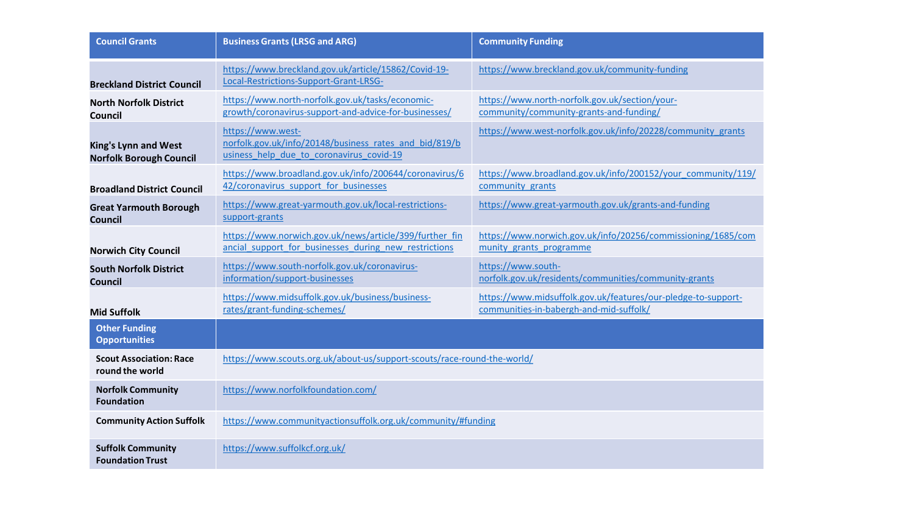| Council Grants | Business Grants (LRSG and ARG) | Community Funding |
|---|---|---|
| **Breckland District Council** | https://www.breckland.gov.uk/article/15862/Covid-19-Local-Restrictions-Support-Grant-LRSG- | https://www.breckland.gov.uk/community-funding |
| **North Norfolk District Council** | https://www.north-norfolk.gov.uk/tasks/economic-growth/coronavirus-support-and-advice-for-businesses/ | https://www.north-norfolk.gov.uk/section/your-community/community-grants-and-funding/ |
| **King's Lynn and West Norfolk Borough Council** | https://www.west-norfolk.gov.uk/info/20148/business_rates_and_bid/819/business_help_due_to_coronavirus_covid-19 | https://www.west-norfolk.gov.uk/info/20228/community_grants |
| **Broadland District Council** | https://www.broadland.gov.uk/info/200644/coronavirus/642/coronavirus_support_for_businesses | https://www.broadland.gov.uk/info/200152/your_community/119/community_grants |
| **Great Yarmouth Borough Council** | https://www.great-yarmouth.gov.uk/local-restrictions-support-grants | https://www.great-yarmouth.gov.uk/grants-and-funding |
| **Norwich City Council** | https://www.norwich.gov.uk/news/article/399/further_financial_support_for_businesses_during_new_restrictions | https://www.norwich.gov.uk/info/20256/commissioning/1685/community_grants_programme |
| **South Norfolk District Council** | https://www.south-norfolk.gov.uk/coronavirus-information/support-businesses | https://www.south-norfolk.gov.uk/residents/communities/community-grants |
| **Mid Suffolk** | https://www.midsuffolk.gov.uk/business/business-rates/grant-funding-schemes/ | https://www.midsuffolk.gov.uk/features/our-pledge-to-support-communities-in-babergh-and-mid-suffolk/ |
| **Other Funding Opportunities** | | |
| **Scout Association: Race round the world** | https://www.scouts.org.uk/about-us/support-scouts/race-round-the-world/ | |
| **Norfolk Community Foundation** | https://www.norfolkfoundation.com/ | |
| **Community Action Suffolk** | https://www.communityactionsuffolk.org.uk/community/#funding | |
| **Suffolk Community Foundation Trust** | https://www.suffolkcf.org.uk/ | |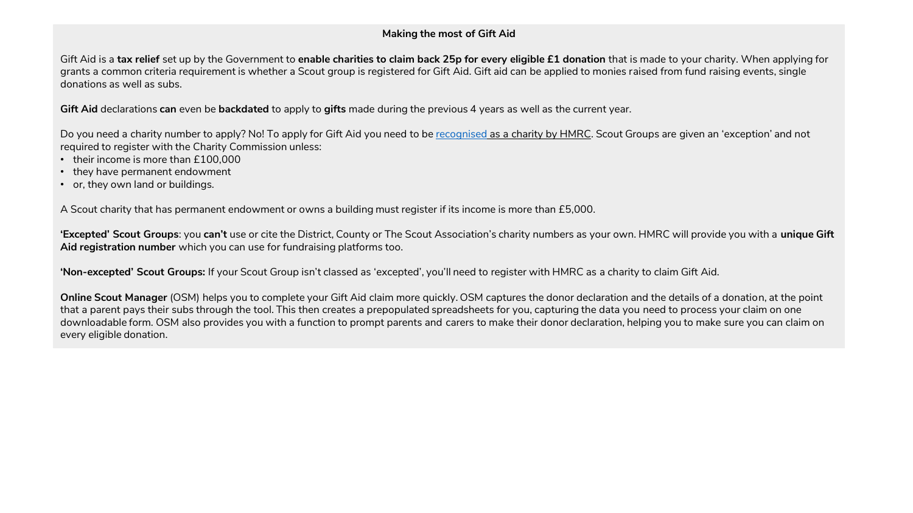## Making the most of Gift Aid

Gift Aid is a **tax relief** set up by the Government to **enable charities to claim back 25p for every eligible £1 donation** that is made to your charity. When applying for grants a common criteria requirement is whether a Scout group is registered for Gift Aid. Gift aid can be applied to monies raised from fund raising events, single donations as well as subs.

**Gift Aid** declarations **can** even be **backdated** to apply to **gifts** made during the previous 4 years as well as the current year.

Do you need a charity number to apply? No! To apply for Gift Aid you need to be [recognised as a charity by HMRC](). Scout Groups are given an 'exception' and not required to register with the Charity Commission unless:

- their income is more than £100,000
- they have permanent endowment
- or, they own land or buildings.

A Scout charity that has permanent endowment or owns a building must register if its income is more than £5,000.

**'Excepted' Scout Groups**: you **can't** use or cite the District, County or The Scout Association's charity numbers as your own. HMRC will provide you with a **unique Gift Aid registration number** which you can use for fundraising platforms too.

**'Non-excepted' Scout Groups:** If your Scout Group isn't classed as 'excepted', you'll need to register with HMRC as a charity to claim Gift Aid.

**Online Scout Manager** (OSM) helps you to complete your Gift Aid claim more quickly. OSM captures the donor declaration and the details of a donation, at the point that a parent pays their subs through the tool. This then creates a prepopulated spreadsheets for you, capturing the data you need to process your claim on one downloadable form. OSM also provides you with a function to prompt parents and carers to make their donor declaration, helping you to make sure you can claim on every eligible donation.